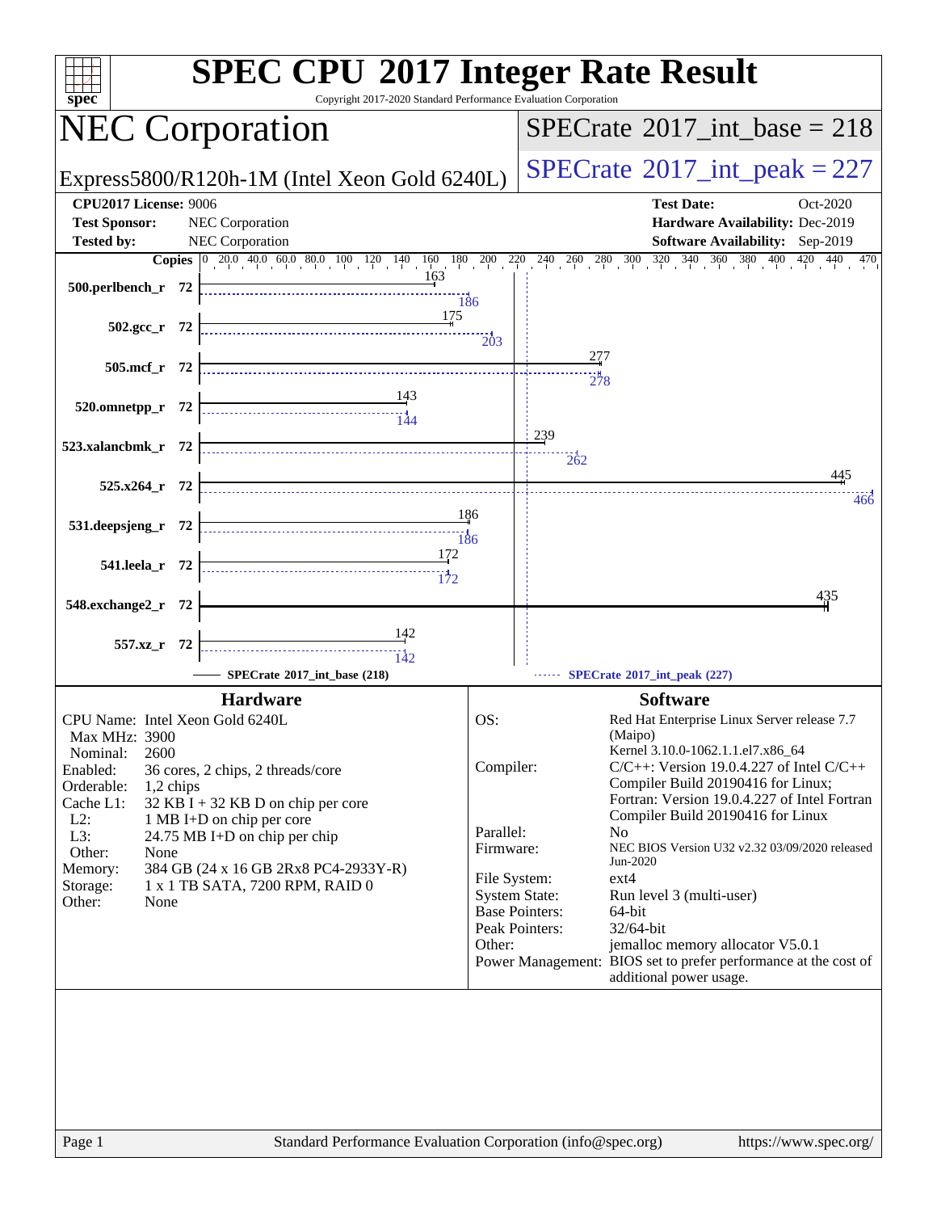# SPEC CPU 2017 Integer Rate Result

Copyright 2017-2020 Standard Performance Evaluation Corporation

## NEC Corporation

Express5800/R120h-1M (Intel Xeon Gold 6240L)

SPECrate 2017_int_base = 218

SPECrate 2017_int_peak = 227

**CPU2017 License:** 9006
**Test Sponsor:** NEC Corporation
**Tested by:** NEC Corporation

**Test Date:** Oct-2020
**Hardware Availability:** Dec-2019
**Software Availability:** Sep-2019

| Benchmark | Copies | Base | Peak |
|---|---|---|---|
| 500.perlbench_r | 72 | 163 | 186 |
| 502.gcc_r | 72 | 175 | 203 |
| 505.mcf_r | 72 | 277 | 278 |
| 520.omnetpp_r | 72 | 143 | 144 |
| 523.xalancbmk_r | 72 | 239 | 262 |
| 525.x264_r | 72 | 445 | 466 |
| 531.deepsjeng_r | 72 | 186 | 186 |
| 541.leela_r | 72 | 172 | 172 |
| 548.exchange2_r | 72 | 435 | |
| 557.xz_r | 72 | 142 | 142 |

SPECrate 2017_int_base (218) — SPECrate 2017_int_peak (227)

### Hardware

| | |
|---|---|
| CPU Name: | Intel Xeon Gold 6240L |
| Max MHz: | 3900 |
| Nominal: | 2600 |
| Enabled: | 36 cores, 2 chips, 2 threads/core |
| Orderable: | 1,2 chips |
| Cache L1: | 32 KB I + 32 KB D on chip per core |
| L2: | 1 MB I+D on chip per core |
| L3: | 24.75 MB I+D on chip per chip |
| Other: | None |
| Memory: | 384 GB (24 x 16 GB 2Rx8 PC4-2933Y-R) |
| Storage: | 1 x 1 TB SATA, 7200 RPM, RAID 0 |
| Other: | None |

### Software

| | |
|---|---|
| OS: | Red Hat Enterprise Linux Server release 7.7 (Maipo) Kernel 3.10.0-1062.1.1.el7.x86_64 |
| Compiler: | C/C++: Version 19.0.4.227 of Intel C/C++ Compiler Build 20190416 for Linux; Fortran: Version 19.0.4.227 of Intel Fortran Compiler Build 20190416 for Linux |
| Parallel: | No |
| Firmware: | NEC BIOS Version U32 v2.32 03/09/2020 released Jun-2020 |
| File System: | ext4 |
| System State: | Run level 3 (multi-user) |
| Base Pointers: | 64-bit |
| Peak Pointers: | 32/64-bit |
| Other: | jemalloc memory allocator V5.0.1 |
| Power Management: | BIOS set to prefer performance at the cost of additional power usage. |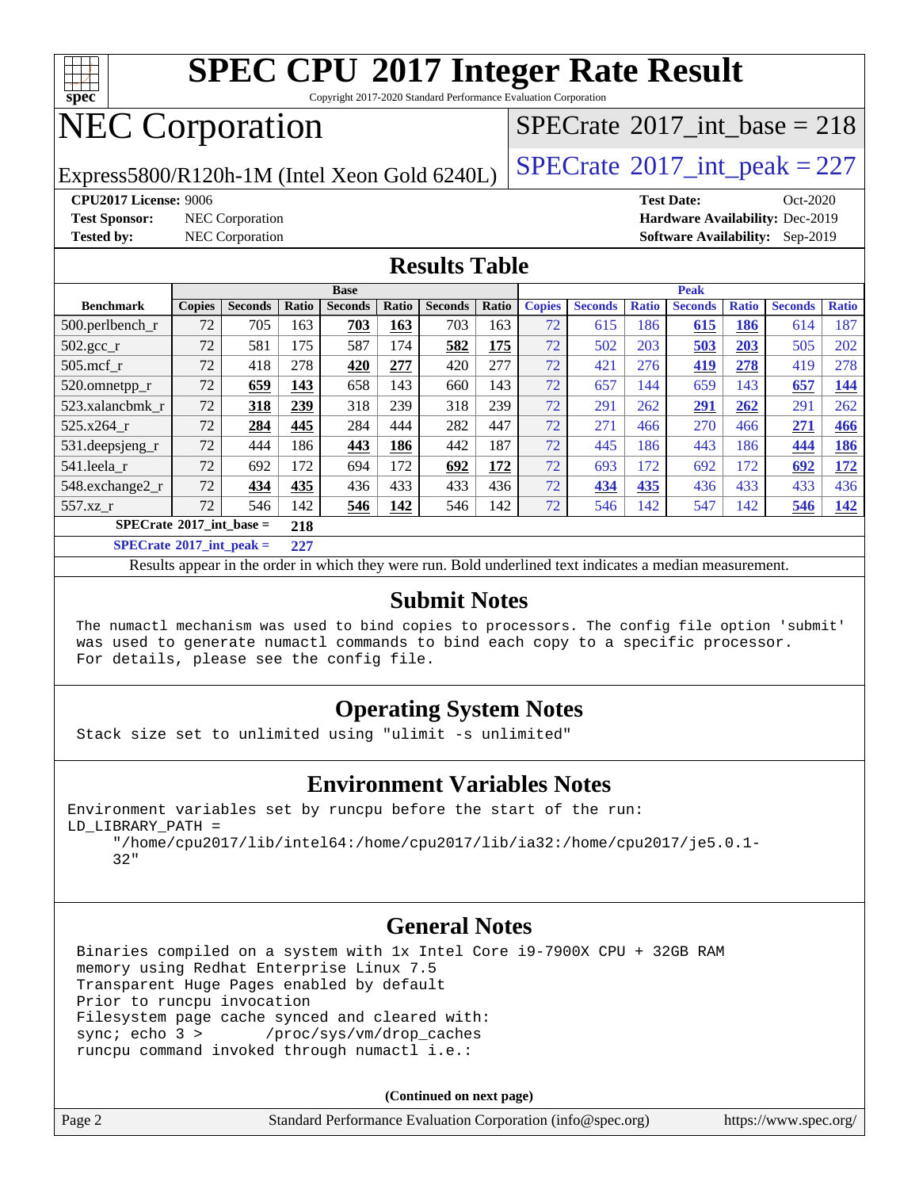# SPEC CPU 2017 Integer Rate Result

Copyright 2017-2020 Standard Performance Evaluation Corporation

# NEC Corporation

Express5800/R120h-1M (Intel Xeon Gold 6240L)

SPECrate 2017_int_base = 218

SPECrate 2017_int_peak = 227

**CPU2017 License:** 9006
**Test Sponsor:** NEC Corporation
**Tested by:** NEC Corporation

**Test Date:** Oct-2020
**Hardware Availability:** Dec-2019
**Software Availability:** Sep-2019

## Results Table

| Benchmark | Base | | | | | | | Peak | | | | | | |
|---|---|---|---|---|---|---|---|---|---|---|---|---|---|---|
| | Copies | Seconds | Ratio | Seconds | Ratio | Seconds | Ratio | Copies | Seconds | Ratio | Seconds | Ratio | Seconds | Ratio |
| 500.perlbench_r | 72 | 705 | 163 | **703** | **163** | 703 | 163 | 72 | 615 | 186 | **615** | **186** | 614 | 187 |
| 502.gcc_r | 72 | 581 | 175 | 587 | 174 | **582** | **175** | 72 | 502 | 203 | **503** | **203** | 505 | 202 |
| 505.mcf_r | 72 | 418 | 278 | **420** | **277** | 420 | 277 | 72 | 421 | 276 | **419** | **278** | 419 | 278 |
| 520.omnetpp_r | 72 | **659** | **143** | 658 | 143 | 660 | 143 | 72 | 657 | 144 | 659 | 143 | **657** | **144** |
| 523.xalancbmk_r | 72 | **318** | **239** | 318 | 239 | 318 | 239 | 72 | 291 | 262 | **291** | **262** | 291 | 262 |
| 525.x264_r | 72 | **284** | **445** | 284 | 444 | 282 | 447 | 72 | 271 | 466 | 270 | 466 | **271** | **466** |
| 531.deepsjeng_r | 72 | 444 | 186 | **443** | **186** | 442 | 187 | 72 | 445 | 186 | 443 | 186 | **444** | **186** |
| 541.leela_r | 72 | 692 | 172 | 694 | 172 | **692** | **172** | 72 | 693 | 172 | 692 | 172 | **692** | **172** |
| 548.exchange2_r | 72 | **434** | **435** | 436 | 433 | 433 | 436 | 72 | **434** | **435** | 436 | 433 | 433 | 436 |
| 557.xz_r | 72 | 546 | 142 | **546** | **142** | 546 | 142 | 72 | 546 | 142 | 547 | 142 | **546** | **142** |

**SPECrate 2017_int_base = 218**

**SPECrate 2017_int_peak = 227**

Results appear in the order in which they were run. Bold underlined text indicates a median measurement.

## Submit Notes

```
The numactl mechanism was used to bind copies to processors. The config file option 'submit'
was used to generate numactl commands to bind each copy to a specific processor.
For details, please see the config file.
```

## Operating System Notes

```
Stack size set to unlimited using "ulimit -s unlimited"
```

## Environment Variables Notes

```
Environment variables set by runcpu before the start of the run:
LD_LIBRARY_PATH =
     "/home/cpu2017/lib/intel64:/home/cpu2017/lib/ia32:/home/cpu2017/je5.0.1-
     32"
```

## General Notes

```
Binaries compiled on a system with 1x Intel Core i9-7900X CPU + 32GB RAM
memory using Redhat Enterprise Linux 7.5
Transparent Huge Pages enabled by default
Prior to runcpu invocation
Filesystem page cache synced and cleared with:
sync; echo 3 >       /proc/sys/vm/drop_caches
runcpu command invoked through numactl i.e.:
```

**(Continued on next page)**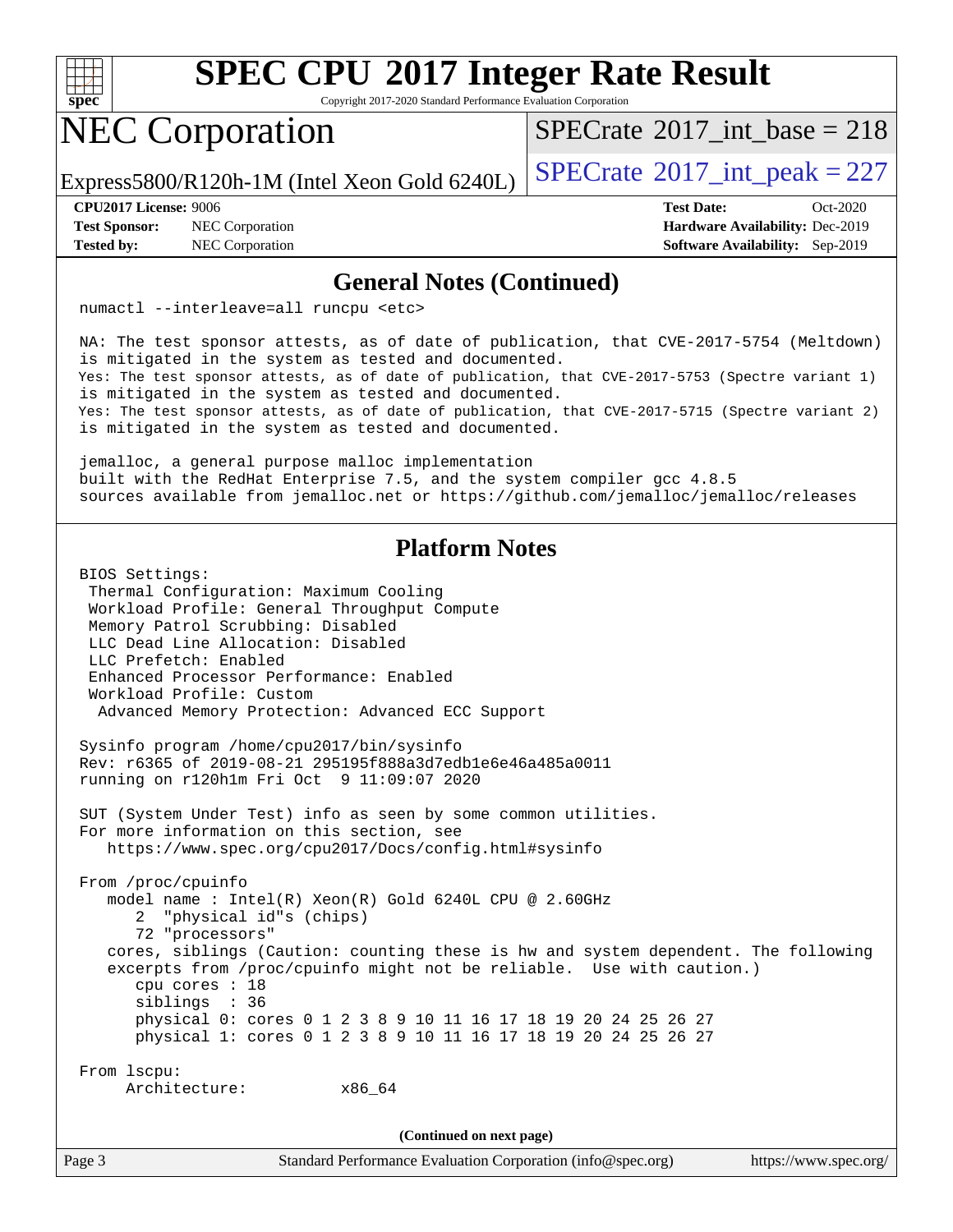# SPEC CPU 2017 Integer Rate Result

Copyright 2017-2020 Standard Performance Evaluation Corporation

## NEC Corporation

Express5800/R120h-1M (Intel Xeon Gold 6240L)

SPECrate 2017_int_base = 218

SPECrate 2017_int_peak = 227

**CPU2017 License:** 9006
**Test Sponsor:** NEC Corporation
**Tested by:** NEC Corporation

**Test Date:** Oct-2020
**Hardware Availability:** Dec-2019
**Software Availability:** Sep-2019

## General Notes (Continued)

```
numactl --interleave=all runcpu <etc>

NA: The test sponsor attests, as of date of publication, that CVE-2017-5754 (Meltdown)
is mitigated in the system as tested and documented.
Yes: The test sponsor attests, as of date of publication, that CVE-2017-5753 (Spectre variant 1)
is mitigated in the system as tested and documented.
Yes: The test sponsor attests, as of date of publication, that CVE-2017-5715 (Spectre variant 2)
is mitigated in the system as tested and documented.

jemalloc, a general purpose malloc implementation
built with the RedHat Enterprise 7.5, and the system compiler gcc 4.8.5
sources available from jemalloc.net or https://github.com/jemalloc/jemalloc/releases
```

## Platform Notes

```
BIOS Settings:
 Thermal Configuration: Maximum Cooling
 Workload Profile: General Throughput Compute
 Memory Patrol Scrubbing: Disabled
 LLC Dead Line Allocation: Disabled
 LLC Prefetch: Enabled
 Enhanced Processor Performance: Enabled
 Workload Profile: Custom
  Advanced Memory Protection: Advanced ECC Support

Sysinfo program /home/cpu2017/bin/sysinfo
Rev: r6365 of 2019-08-21 295195f888a3d7edb1e6e46a485a0011
running on r120h1m Fri Oct  9 11:09:07 2020

SUT (System Under Test) info as seen by some common utilities.
For more information on this section, see
   https://www.spec.org/cpu2017/Docs/config.html#sysinfo

From /proc/cpuinfo
   model name : Intel(R) Xeon(R) Gold 6240L CPU @ 2.60GHz
      2  "physical id"s (chips)
      72 "processors"
   cores, siblings (Caution: counting these is hw and system dependent. The following
   excerpts from /proc/cpuinfo might not be reliable.  Use with caution.)
      cpu cores : 18
      siblings  : 36
      physical 0: cores 0 1 2 3 8 9 10 11 16 17 18 19 20 24 25 26 27
      physical 1: cores 0 1 2 3 8 9 10 11 16 17 18 19 20 24 25 26 27

From lscpu:
     Architecture:          x86_64
```

**(Continued on next page)**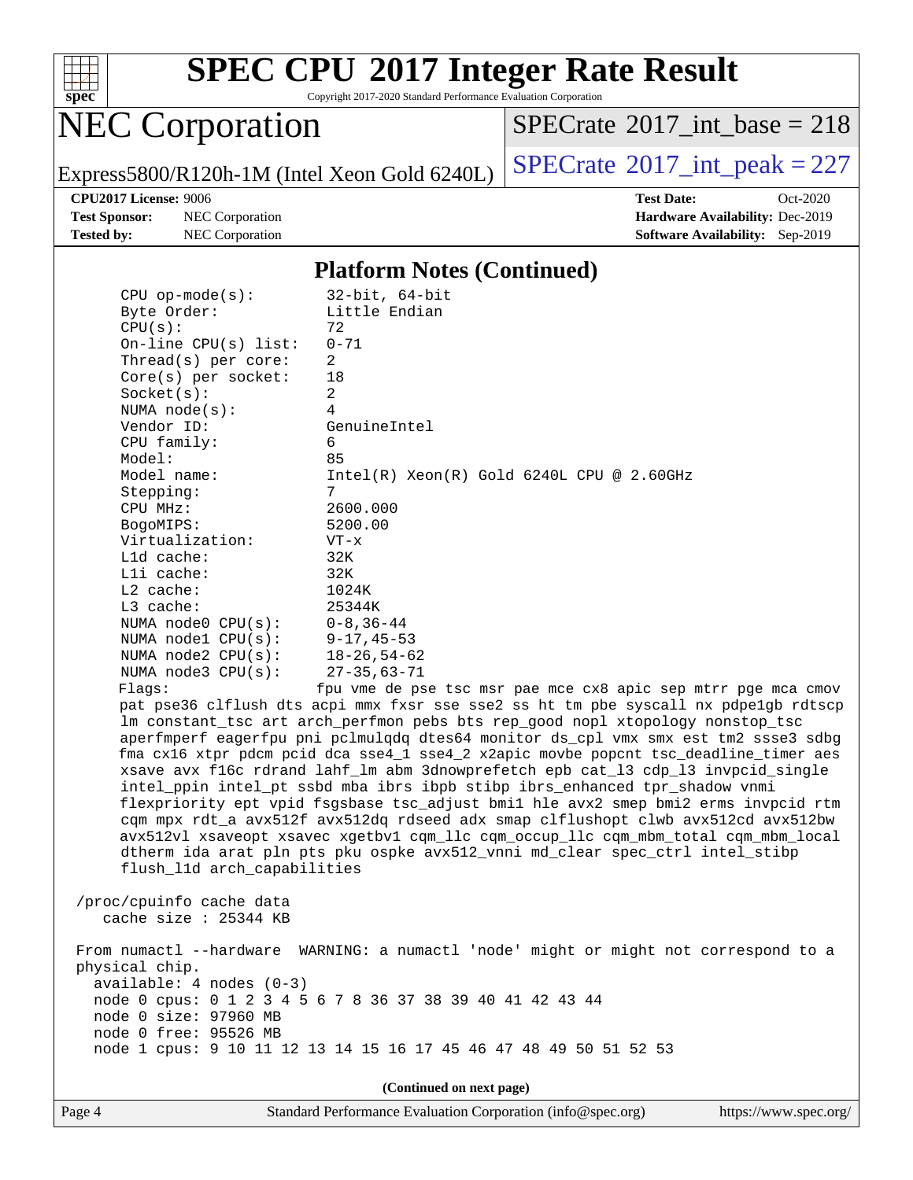# SPEC CPU 2017 Integer Rate Result

Copyright 2017-2020 Standard Performance Evaluation Corporation

## NEC Corporation

Express5800/R120h-1M (Intel Xeon Gold 6240L)

SPECrate 2017_int_base = 218

SPECrate 2017_int_peak = 227

**CPU2017 License:** 9006
**Test Sponsor:** NEC Corporation
**Tested by:** NEC Corporation

**Test Date:** Oct-2020
**Hardware Availability:** Dec-2019
**Software Availability:** Sep-2019

### Platform Notes (Continued)

```
    CPU op-mode(s):        32-bit, 64-bit
    Byte Order:            Little Endian
    CPU(s):                72
    On-line CPU(s) list:   0-71
    Thread(s) per core:    2
    Core(s) per socket:    18
    Socket(s):             2
    NUMA node(s):          4
    Vendor ID:             GenuineIntel
    CPU family:            6
    Model:                 85
    Model name:            Intel(R) Xeon(R) Gold 6240L CPU @ 2.60GHz
    Stepping:              7
    CPU MHz:               2600.000
    BogoMIPS:              5200.00
    Virtualization:        VT-x
    L1d cache:             32K
    L1i cache:             32K
    L2 cache:              1024K
    L3 cache:              25344K
    NUMA node0 CPU(s):     0-8,36-44
    NUMA node1 CPU(s):     9-17,45-53
    NUMA node2 CPU(s):     18-26,54-62
    NUMA node3 CPU(s):     27-35,63-71
    Flags:                 fpu vme de pse tsc msr pae mce cx8 apic sep mtrr pge mca cmov
    pat pse36 clflush dts acpi mmx fxsr sse sse2 ss ht tm pbe syscall nx pdpe1gb rdtscp
    lm constant_tsc art arch_perfmon pebs bts rep_good nopl xtopology nonstop_tsc
    aperfmperf eagerfpu pni pclmulqdq dtes64 monitor ds_cpl vmx smx est tm2 ssse3 sdbg
    fma cx16 xtpr pdcm pcid dca sse4_1 sse4_2 x2apic movbe popcnt tsc_deadline_timer aes
    xsave avx f16c rdrand lahf_lm abm 3dnowprefetch epb cat_l3 cdp_l3 invpcid_single
    intel_ppin intel_pt ssbd mba ibrs ibpb stibp ibrs_enhanced tpr_shadow vnmi
    flexpriority ept vpid fsgsbase tsc_adjust bmi1 hle avx2 smep bmi2 erms invpcid rtm
    cqm mpx rdt_a avx512f avx512dq rdseed adx smap clflushopt clwb avx512cd avx512bw
    avx512vl xsaveopt xsavec xgetbv1 cqm_llc cqm_occup_llc cqm_mbm_total cqm_mbm_local
    dtherm ida arat pln pts pku ospke avx512_vnni md_clear spec_ctrl intel_stibp
    flush_l1d arch_capabilities

 /proc/cpuinfo cache data
    cache size : 25344 KB

 From numactl --hardware  WARNING: a numactl 'node' might or might not correspond to a
 physical chip.
   available: 4 nodes (0-3)
   node 0 cpus: 0 1 2 3 4 5 6 7 8 36 37 38 39 40 41 42 43 44
   node 0 size: 97960 MB
   node 0 free: 95526 MB
   node 1 cpus: 9 10 11 12 13 14 15 16 17 45 46 47 48 49 50 51 52 53
```

**(Continued on next page)**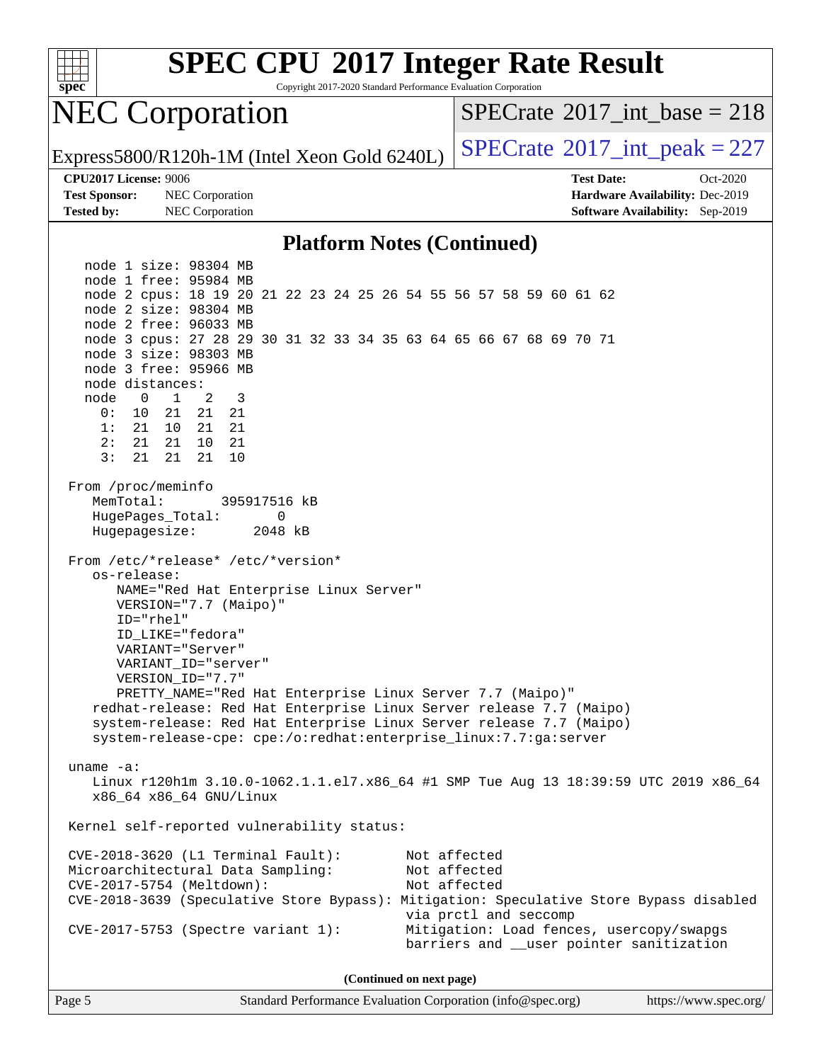# SPEC CPU 2017 Integer Rate Result

Copyright 2017-2020 Standard Performance Evaluation Corporation

## NEC Corporation

Express5800/R120h-1M (Intel Xeon Gold 6240L)

SPECrate 2017_int_base = 218

SPECrate 2017_int_peak = 227

**CPU2017 License:** 9006
**Test Sponsor:** NEC Corporation
**Tested by:** NEC Corporation

**Test Date:** Oct-2020
**Hardware Availability:** Dec-2019
**Software Availability:** Sep-2019

### Platform Notes (Continued)

```
   node 1 size: 98304 MB
   node 1 free: 95984 MB
   node 2 cpus: 18 19 20 21 22 23 24 25 26 54 55 56 57 58 59 60 61 62
   node 2 size: 98304 MB
   node 2 free: 96033 MB
   node 3 cpus: 27 28 29 30 31 32 33 34 35 63 64 65 66 67 68 69 70 71
   node 3 size: 98303 MB
   node 3 free: 95966 MB
   node distances:
   node   0   1   2   3
     0:  10  21  21  21
     1:  21  10  21  21
     2:  21  21  10  21
     3:  21  21  21  10

 From /proc/meminfo
    MemTotal:       395917516 kB
    HugePages_Total:       0
    Hugepagesize:       2048 kB

 From /etc/*release* /etc/*version*
    os-release:
       NAME="Red Hat Enterprise Linux Server"
       VERSION="7.7 (Maipo)"
       ID="rhel"
       ID_LIKE="fedora"
       VARIANT="Server"
       VARIANT_ID="server"
       VERSION_ID="7.7"
       PRETTY_NAME="Red Hat Enterprise Linux Server 7.7 (Maipo)"
    redhat-release: Red Hat Enterprise Linux Server release 7.7 (Maipo)
    system-release: Red Hat Enterprise Linux Server release 7.7 (Maipo)
    system-release-cpe: cpe:/o:redhat:enterprise_linux:7.7:ga:server

 uname -a:
    Linux r120h1m 3.10.0-1062.1.1.el7.x86_64 #1 SMP Tue Aug 13 18:39:59 UTC 2019 x86_64
    x86_64 x86_64 GNU/Linux

 Kernel self-reported vulnerability status:

 CVE-2018-3620 (L1 Terminal Fault):         Not affected
 Microarchitectural Data Sampling:          Not affected
 CVE-2017-5754 (Meltdown):                  Not affected
 CVE-2018-3639 (Speculative Store Bypass): Mitigation: Speculative Store Bypass disabled
                                            via prctl and seccomp
 CVE-2017-5753 (Spectre variant 1):         Mitigation: Load fences, usercopy/swapgs
                                            barriers and __user pointer sanitization
```

(Continued on next page)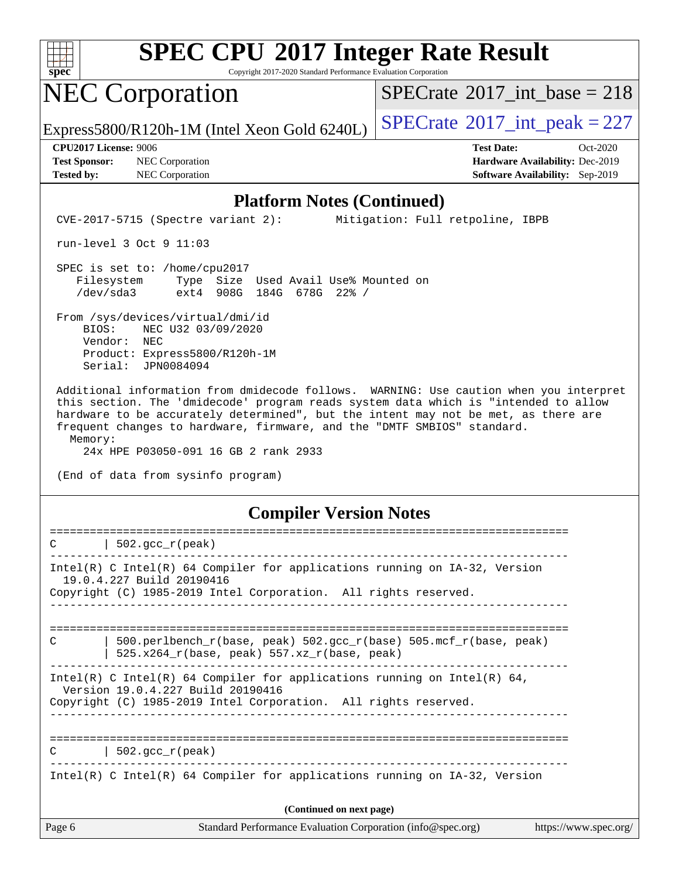## Platform Notes (Continued)

```
CVE-2017-5715 (Spectre variant 2):        Mitigation: Full retpoline, IBPB

run-level 3 Oct 9 11:03

SPEC is set to: /home/cpu2017
   Filesystem     Type  Size  Used Avail Use% Mounted on
   /dev/sda3      ext4  908G  184G  678G  22% /

From /sys/devices/virtual/dmi/id
    BIOS:    NEC U32 03/09/2020
    Vendor:  NEC
    Product: Express5800/R120h-1M
    Serial:  JPN0084094

Additional information from dmidecode follows.  WARNING: Use caution when you interpret
this section. The 'dmidecode' program reads system data which is "intended to allow
hardware to be accurately determined", but the intent may not be met, as there are
frequent changes to hardware, firmware, and the "DMTF SMBIOS" standard.
  Memory:
    24x HPE P03050-091 16 GB 2 rank 2933

(End of data from sysinfo program)
```

## Compiler Version Notes

```
==============================================================================
C       | 502.gcc_r(peak)
------------------------------------------------------------------------------
Intel(R) C Intel(R) 64 Compiler for applications running on IA-32, Version
  19.0.4.227 Build 20190416
Copyright (C) 1985-2019 Intel Corporation.  All rights reserved.
------------------------------------------------------------------------------

==============================================================================
C       | 500.perlbench_r(base, peak) 502.gcc_r(base) 505.mcf_r(base, peak)
        | 525.x264_r(base, peak) 557.xz_r(base, peak)
------------------------------------------------------------------------------
Intel(R) C Intel(R) 64 Compiler for applications running on Intel(R) 64,
  Version 19.0.4.227 Build 20190416
Copyright (C) 1985-2019 Intel Corporation.  All rights reserved.
------------------------------------------------------------------------------

==============================================================================
C       | 502.gcc_r(peak)
------------------------------------------------------------------------------
Intel(R) C Intel(R) 64 Compiler for applications running on IA-32, Version
```

(Continued on next page)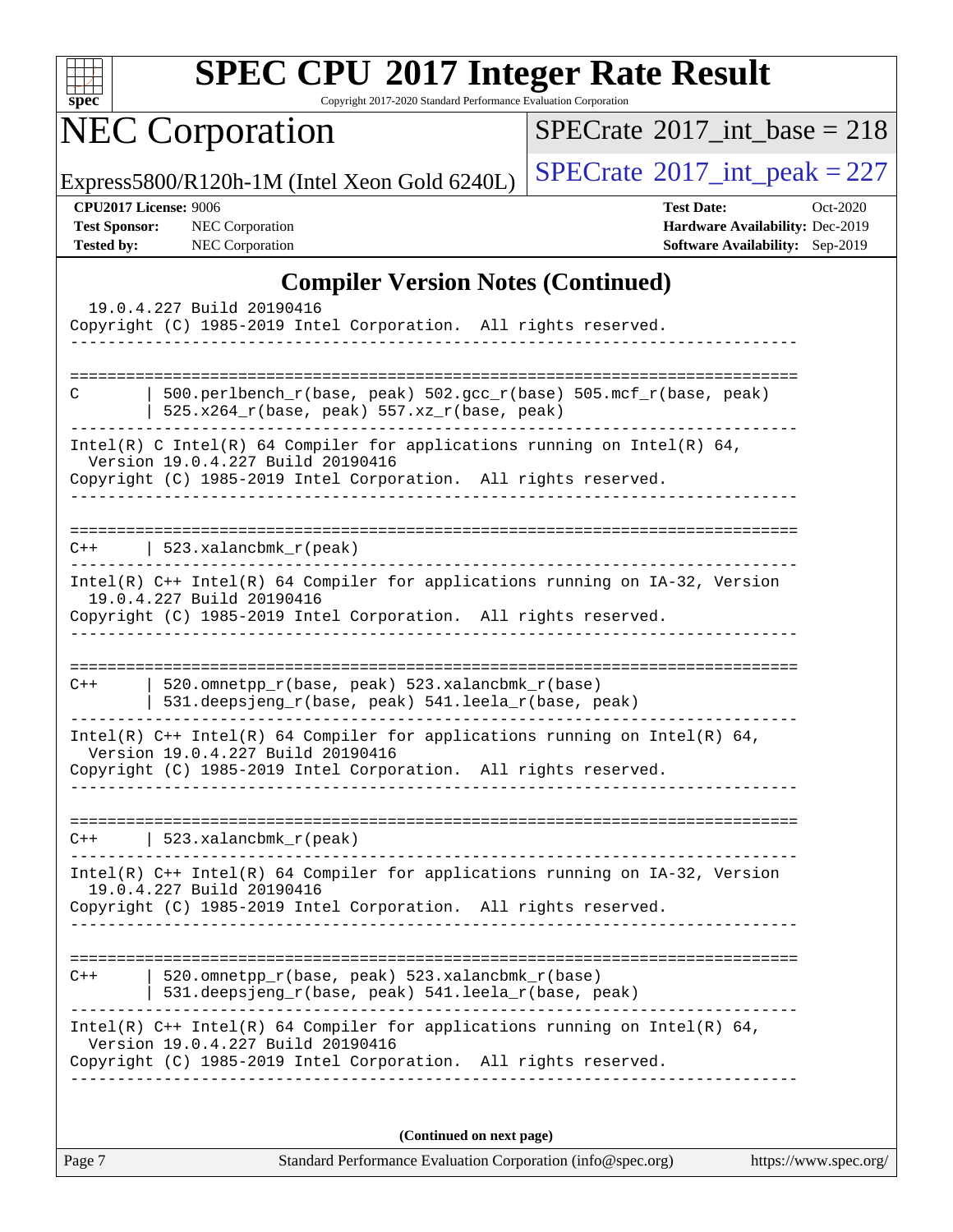# SPEC CPU 2017 Integer Rate Result

Copyright 2017-2020 Standard Performance Evaluation Corporation

## NEC Corporation

Express5800/R120h-1M (Intel Xeon Gold 6240L)

SPECrate 2017_int_base = 218

SPECrate 2017_int_peak = 227

**CPU2017 License:** 9006
**Test Sponsor:** NEC Corporation
**Tested by:** NEC Corporation

**Test Date:** Oct-2020
**Hardware Availability:** Dec-2019
**Software Availability:** Sep-2019

## Compiler Version Notes (Continued)

```
  19.0.4.227 Build 20190416
Copyright (C) 1985-2019 Intel Corporation.  All rights reserved.
------------------------------------------------------------------------------

==============================================================================
C       | 500.perlbench_r(base, peak) 502.gcc_r(base) 505.mcf_r(base, peak)
        | 525.x264_r(base, peak) 557.xz_r(base, peak)
------------------------------------------------------------------------------
Intel(R) C Intel(R) 64 Compiler for applications running on Intel(R) 64,
  Version 19.0.4.227 Build 20190416
Copyright (C) 1985-2019 Intel Corporation.  All rights reserved.
------------------------------------------------------------------------------

==============================================================================
C++     | 523.xalancbmk_r(peak)
------------------------------------------------------------------------------
Intel(R) C++ Intel(R) 64 Compiler for applications running on IA-32, Version
  19.0.4.227 Build 20190416
Copyright (C) 1985-2019 Intel Corporation.  All rights reserved.
------------------------------------------------------------------------------

==============================================================================
C++     | 520.omnetpp_r(base, peak) 523.xalancbmk_r(base)
        | 531.deepsjeng_r(base, peak) 541.leela_r(base, peak)
------------------------------------------------------------------------------
Intel(R) C++ Intel(R) 64 Compiler for applications running on Intel(R) 64,
  Version 19.0.4.227 Build 20190416
Copyright (C) 1985-2019 Intel Corporation.  All rights reserved.
------------------------------------------------------------------------------

==============================================================================
C++     | 523.xalancbmk_r(peak)
------------------------------------------------------------------------------
Intel(R) C++ Intel(R) 64 Compiler for applications running on IA-32, Version
  19.0.4.227 Build 20190416
Copyright (C) 1985-2019 Intel Corporation.  All rights reserved.
------------------------------------------------------------------------------

==============================================================================
C++     | 520.omnetpp_r(base, peak) 523.xalancbmk_r(base)
        | 531.deepsjeng_r(base, peak) 541.leela_r(base, peak)
------------------------------------------------------------------------------
Intel(R) C++ Intel(R) 64 Compiler for applications running on Intel(R) 64,
  Version 19.0.4.227 Build 20190416
Copyright (C) 1985-2019 Intel Corporation.  All rights reserved.
------------------------------------------------------------------------------
```

**(Continued on next page)**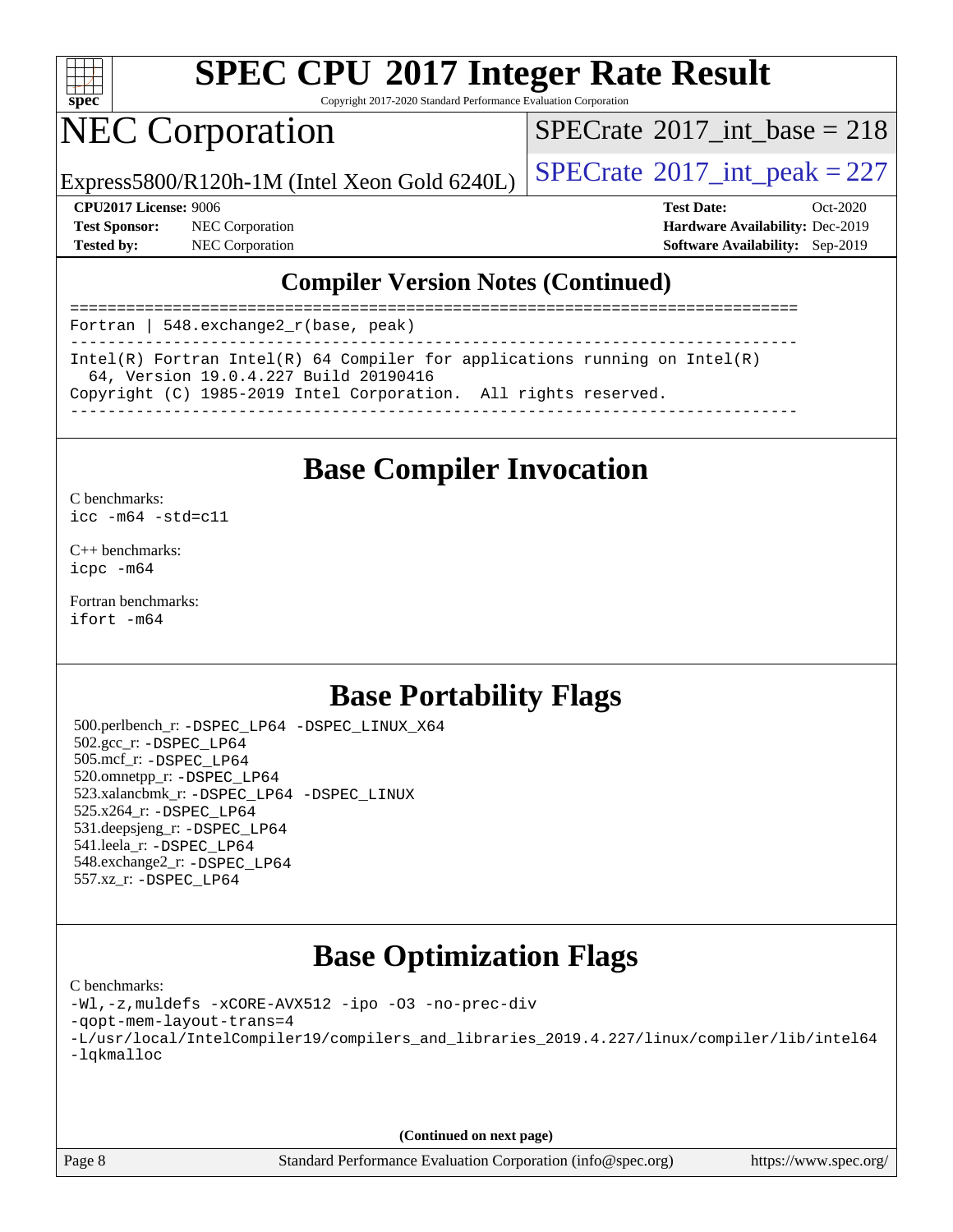## Compiler Version Notes (Continued)

```
==============================================================================
Fortran | 548.exchange2_r(base, peak)
------------------------------------------------------------------------------
Intel(R) Fortran Intel(R) 64 Compiler for applications running on Intel(R)
  64, Version 19.0.4.227 Build 20190416
Copyright (C) 1985-2019 Intel Corporation.  All rights reserved.
------------------------------------------------------------------------------
```

## Base Compiler Invocation

C benchmarks:
`icc -m64 -std=c11`

C++ benchmarks:
`icpc -m64`

Fortran benchmarks:
`ifort -m64`

## Base Portability Flags

500.perlbench_r: `-DSPEC_LP64 -DSPEC_LINUX_X64`
502.gcc_r: `-DSPEC_LP64`
505.mcf_r: `-DSPEC_LP64`
520.omnetpp_r: `-DSPEC_LP64`
523.xalancbmk_r: `-DSPEC_LP64 -DSPEC_LINUX`
525.x264_r: `-DSPEC_LP64`
531.deepsjeng_r: `-DSPEC_LP64`
541.leela_r: `-DSPEC_LP64`
548.exchange2_r: `-DSPEC_LP64`
557.xz_r: `-DSPEC_LP64`

## Base Optimization Flags

C benchmarks:
```
-Wl,-z,muldefs -xCORE-AVX512 -ipo -O3 -no-prec-div
-qopt-mem-layout-trans=4
-L/usr/local/IntelCompiler19/compilers_and_libraries_2019.4.227/linux/compiler/lib/intel64
-lqkmalloc
```

**(Continued on next page)**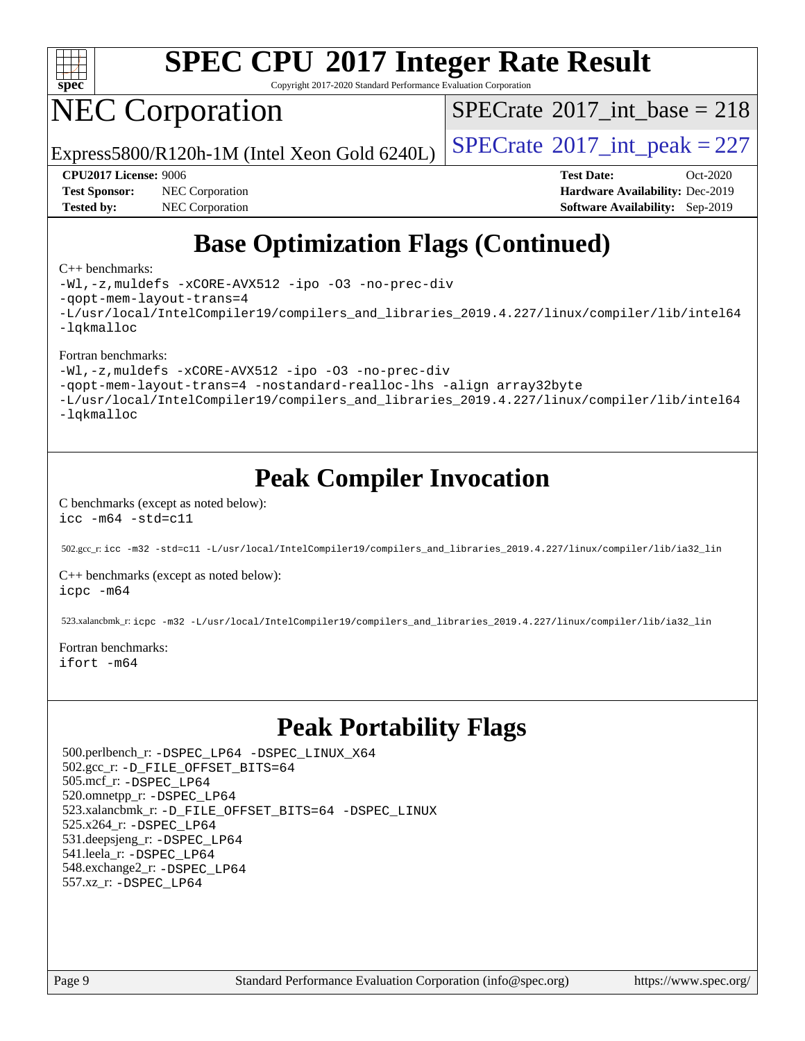# Base Optimization Flags (Continued)

C++ benchmarks:

```
-Wl,-z,muldefs -xCORE-AVX512 -ipo -O3 -no-prec-div
-qopt-mem-layout-trans=4
-L/usr/local/IntelCompiler19/compilers_and_libraries_2019.4.227/linux/compiler/lib/intel64
-lqkmalloc
```

Fortran benchmarks:

```
-Wl,-z,muldefs -xCORE-AVX512 -ipo -O3 -no-prec-div
-qopt-mem-layout-trans=4 -nostandard-realloc-lhs -align array32byte
-L/usr/local/IntelCompiler19/compilers_and_libraries_2019.4.227/linux/compiler/lib/intel64
-lqkmalloc
```

# Peak Compiler Invocation

C benchmarks (except as noted below):

```
icc -m64 -std=c11
```

502.gcc_r: `icc -m32 -std=c11 -L/usr/local/IntelCompiler19/compilers_and_libraries_2019.4.227/linux/compiler/lib/ia32_lin`

C++ benchmarks (except as noted below):

```
icpc -m64
```

523.xalancbmk_r: `icpc -m32 -L/usr/local/IntelCompiler19/compilers_and_libraries_2019.4.227/linux/compiler/lib/ia32_lin`

Fortran benchmarks:

```
ifort -m64
```

# Peak Portability Flags

500.perlbench_r: -DSPEC_LP64 -DSPEC_LINUX_X64
502.gcc_r: -D_FILE_OFFSET_BITS=64
505.mcf_r: -DSPEC_LP64
520.omnetpp_r: -DSPEC_LP64
523.xalancbmk_r: -D_FILE_OFFSET_BITS=64 -DSPEC_LINUX
525.x264_r: -DSPEC_LP64
531.deepsjeng_r: -DSPEC_LP64
541.leela_r: -DSPEC_LP64
548.exchange2_r: -DSPEC_LP64
557.xz_r: -DSPEC_LP64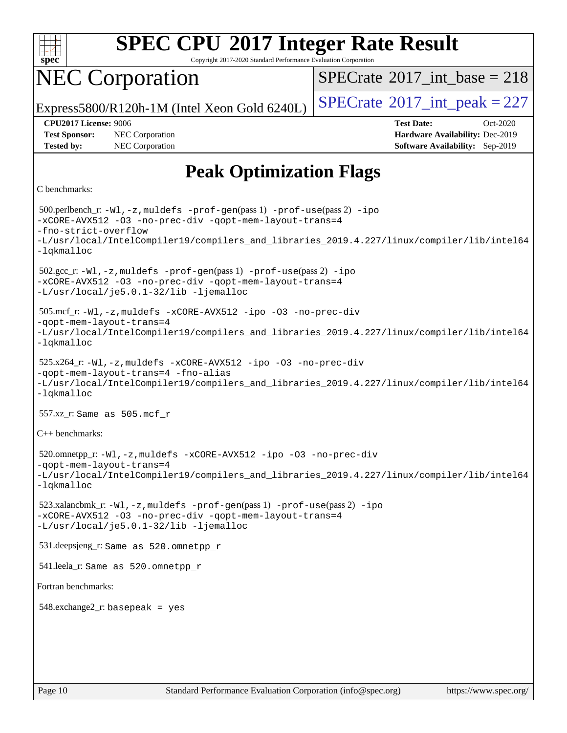# SPEC CPU 2017 Integer Rate Result

Copyright 2017-2020 Standard Performance Evaluation Corporation

# NEC Corporation

Express5800/R120h-1M (Intel Xeon Gold 6240L)

SPECrate 2017_int_base = 218

SPECrate 2017_int_peak = 227

**CPU2017 License:** 9006
**Test Sponsor:** NEC Corporation
**Tested by:** NEC Corporation

**Test Date:** Oct-2020
**Hardware Availability:** Dec-2019
**Software Availability:** Sep-2019

## Peak Optimization Flags

C benchmarks:

500.perlbench_r: `-Wl,-z,muldefs -prof-gen(pass 1) -prof-use(pass 2) -ipo -xCORE-AVX512 -O3 -no-prec-div -qopt-mem-layout-trans=4 -fno-strict-overflow -L/usr/local/IntelCompiler19/compilers_and_libraries_2019.4.227/linux/compiler/lib/intel64 -lqkmalloc`

502.gcc_r: `-Wl,-z,muldefs -prof-gen(pass 1) -prof-use(pass 2) -ipo -xCORE-AVX512 -O3 -no-prec-div -qopt-mem-layout-trans=4 -L/usr/local/je5.0.1-32/lib -ljemalloc`

505.mcf_r: `-Wl,-z,muldefs -xCORE-AVX512 -ipo -O3 -no-prec-div -qopt-mem-layout-trans=4 -L/usr/local/IntelCompiler19/compilers_and_libraries_2019.4.227/linux/compiler/lib/intel64 -lqkmalloc`

525.x264_r: `-Wl,-z,muldefs -xCORE-AVX512 -ipo -O3 -no-prec-div -qopt-mem-layout-trans=4 -fno-alias -L/usr/local/IntelCompiler19/compilers_and_libraries_2019.4.227/linux/compiler/lib/intel64 -lqkmalloc`

557.xz_r: Same as 505.mcf_r

C++ benchmarks:

520.omnetpp_r: `-Wl,-z,muldefs -xCORE-AVX512 -ipo -O3 -no-prec-div -qopt-mem-layout-trans=4 -L/usr/local/IntelCompiler19/compilers_and_libraries_2019.4.227/linux/compiler/lib/intel64 -lqkmalloc`

523.xalancbmk_r: `-Wl,-z,muldefs -prof-gen(pass 1) -prof-use(pass 2) -ipo -xCORE-AVX512 -O3 -no-prec-div -qopt-mem-layout-trans=4 -L/usr/local/je5.0.1-32/lib -ljemalloc`

531.deepsjeng_r: Same as 520.omnetpp_r

541.leela_r: Same as 520.omnetpp_r

Fortran benchmarks:

548.exchange2_r: `basepeak = yes`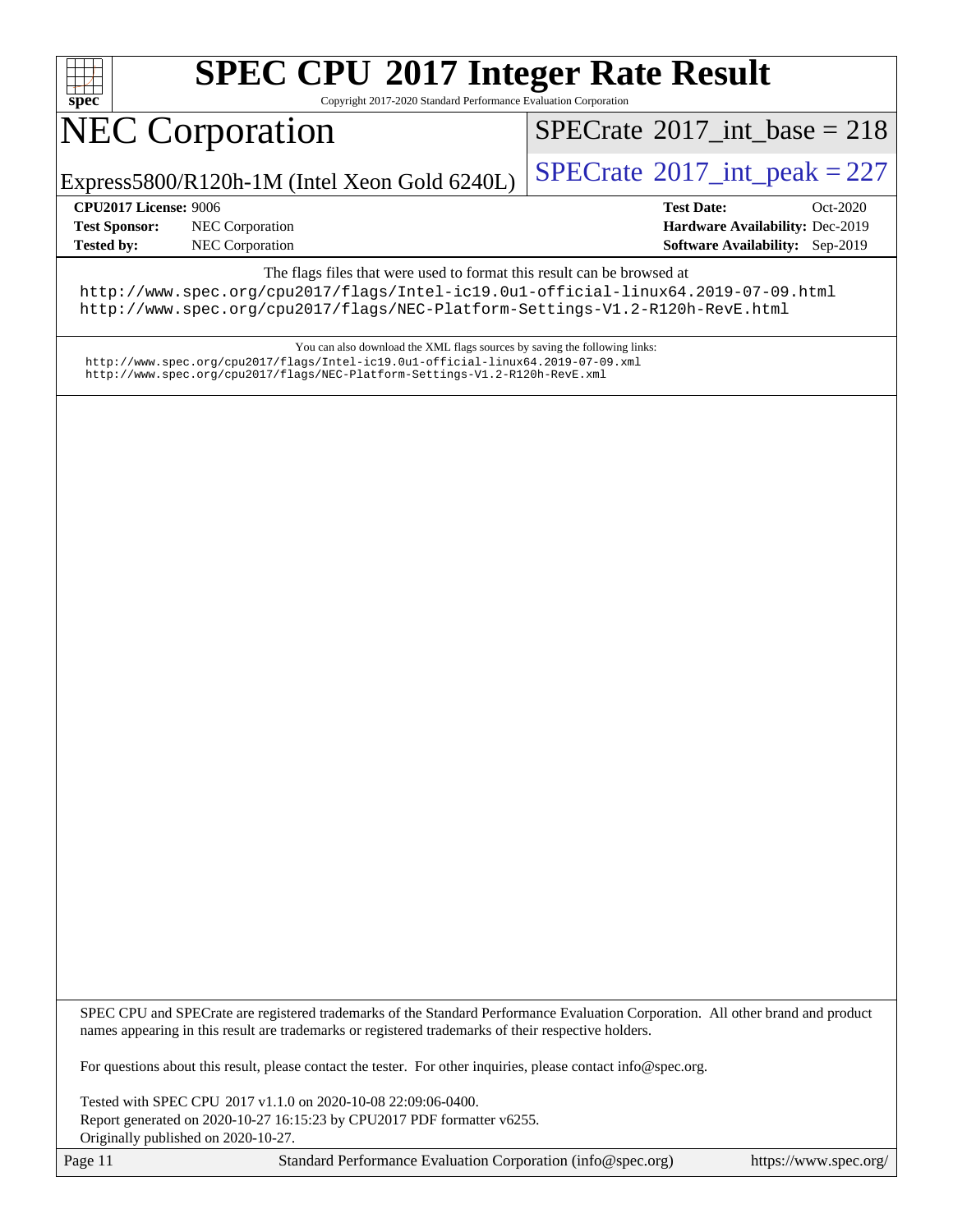The flags files that were used to format this result can be browsed at

http://www.spec.org/cpu2017/flags/Intel-ic19.0u1-official-linux64.2019-07-09.html
http://www.spec.org/cpu2017/flags/NEC-Platform-Settings-V1.2-R120h-RevE.html

You can also download the XML flags sources by saving the following links:

http://www.spec.org/cpu2017/flags/Intel-ic19.0u1-official-linux64.2019-07-09.xml
http://www.spec.org/cpu2017/flags/NEC-Platform-Settings-V1.2-R120h-RevE.xml

SPEC CPU and SPECrate are registered trademarks of the Standard Performance Evaluation Corporation. All other brand and product names appearing in this result are trademarks or registered trademarks of their respective holders.

For questions about this result, please contact the tester. For other inquiries, please contact info@spec.org.

Tested with SPEC CPU 2017 v1.1.0 on 2020-10-08 22:09:06-0400.
Report generated on 2020-10-27 16:15:23 by CPU2017 PDF formatter v6255.
Originally published on 2020-10-27.